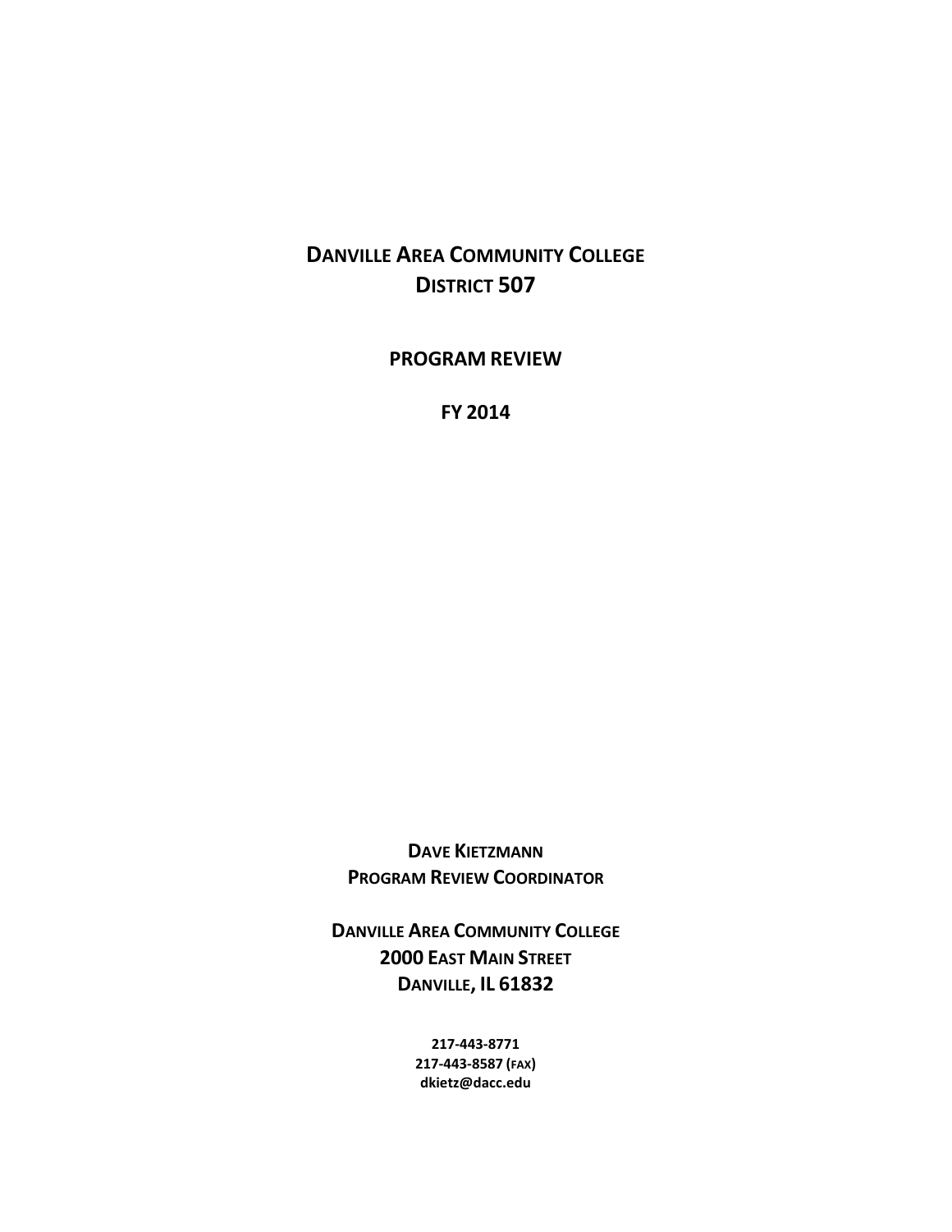# DANVILLE AREA COMMUNITY COLLEGE
# DISTRICT 507

## PROGRAM REVIEW

## FY 2014

**DAVE KIETZMANN**
**PROGRAM REVIEW COORDINATOR**

**DANVILLE AREA COMMUNITY COLLEGE**
**2000 EAST MAIN STREET**
**DANVILLE, IL 61832**

**217-443-8771**
**217-443-8587 (FAX)**
**dkietz@dacc.edu**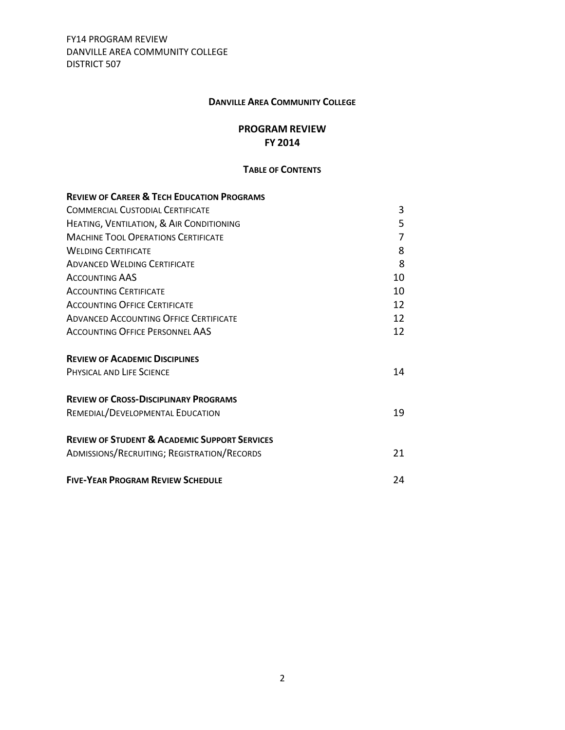**Danville Area Community College**

**PROGRAM REVIEW**
**FY 2014**

**Table of Contents**

| | |
|---|---|
| **Review of Career & Tech Education Programs** | |
| Commercial Custodial Certificate | 3 |
| Heating, Ventilation, & Air Conditioning | 5 |
| Machine Tool Operations Certificate | 7 |
| Welding Certificate | 8 |
| Advanced Welding Certificate | 8 |
| Accounting AAS | 10 |
| Accounting Certificate | 10 |
| Accounting Office Certificate | 12 |
| Advanced Accounting Office Certificate | 12 |
| Accounting Office Personnel AAS | 12 |
| **Review of Academic Disciplines** | |
| Physical and Life Science | 14 |
| **Review of Cross-Disciplinary Programs** | |
| Remedial/Developmental Education | 19 |
| **Review of Student & Academic Support Services** | |
| Admissions/Recruiting; Registration/Records | 21 |
| **Five-Year Program Review Schedule** | 24 |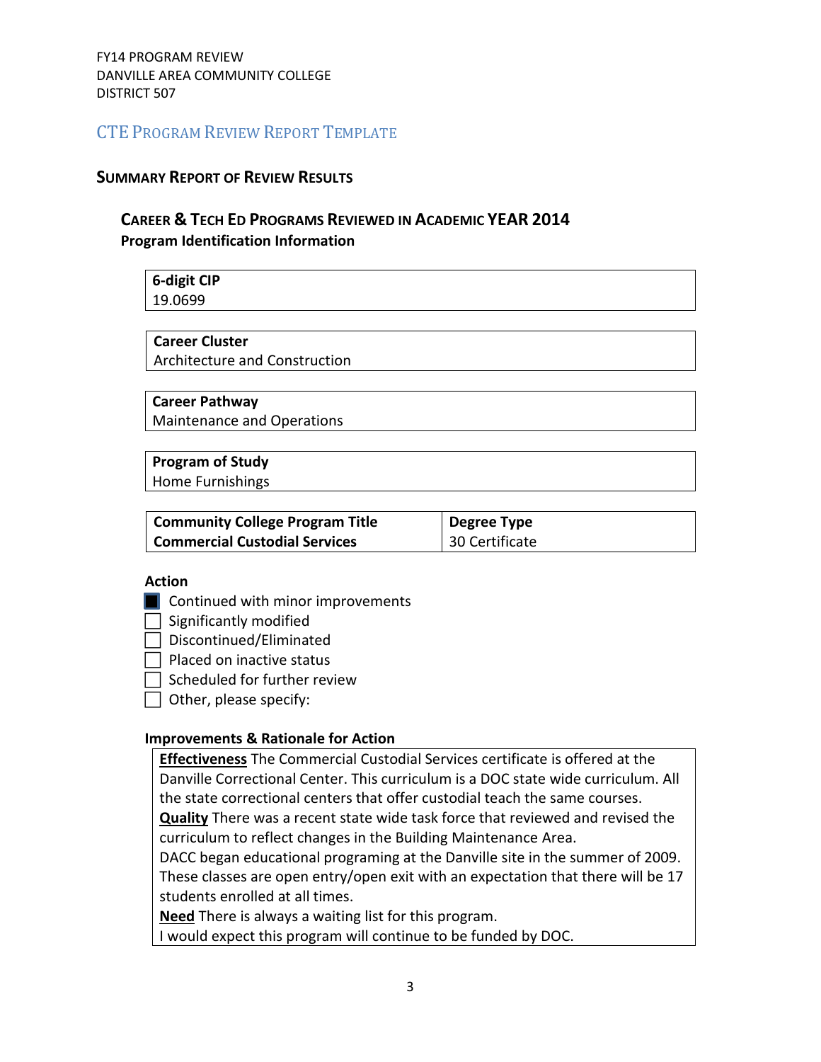FY14 PROGRAM REVIEW
DANVILLE AREA COMMUNITY COLLEGE
DISTRICT 507

## CTE Program Review Report Template

### Summary Report of Review Results

### Career & Tech Ed Programs Reviewed in Academic YEAR 2014

**Program Identification Information**

| **6-digit CIP** |
|---|
| 19.0699 |

| **Career Cluster** |
|---|
| Architecture and Construction |

| **Career Pathway** |
|---|
| Maintenance and Operations |

| **Program of Study** |
|---|
| Home Furnishings |

| **Community College Program Title** | **Degree Type** |
|---|---|
| **Commercial Custodial Services** | 30 Certificate |

**Action**

- [x] Continued with minor improvements
- [ ] Significantly modified
- [ ] Discontinued/Eliminated
- [ ] Placed on inactive status
- [ ] Scheduled for further review
- [ ] Other, please specify:

**Improvements & Rationale for Action**

**Effectiveness** The Commercial Custodial Services certificate is offered at the Danville Correctional Center. This curriculum is a DOC state wide curriculum. All the state correctional centers that offer custodial teach the same courses.
**Quality** There was a recent state wide task force that reviewed and revised the curriculum to reflect changes in the Building Maintenance Area.
DACC began educational programing at the Danville site in the summer of 2009. These classes are open entry/open exit with an expectation that there will be 17 students enrolled at all times.
**Need** There is always a waiting list for this program.
I would expect this program will continue to be funded by DOC.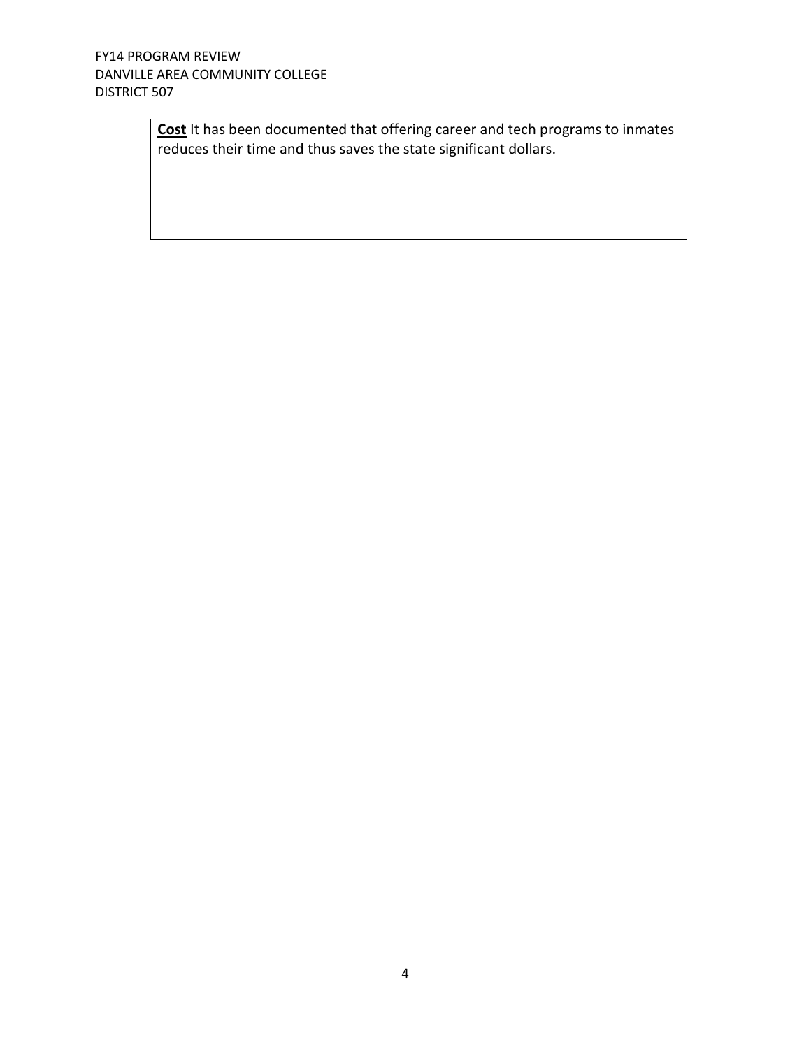**Cost** It has been documented that offering career and tech programs to inmates reduces their time and thus saves the state significant dollars.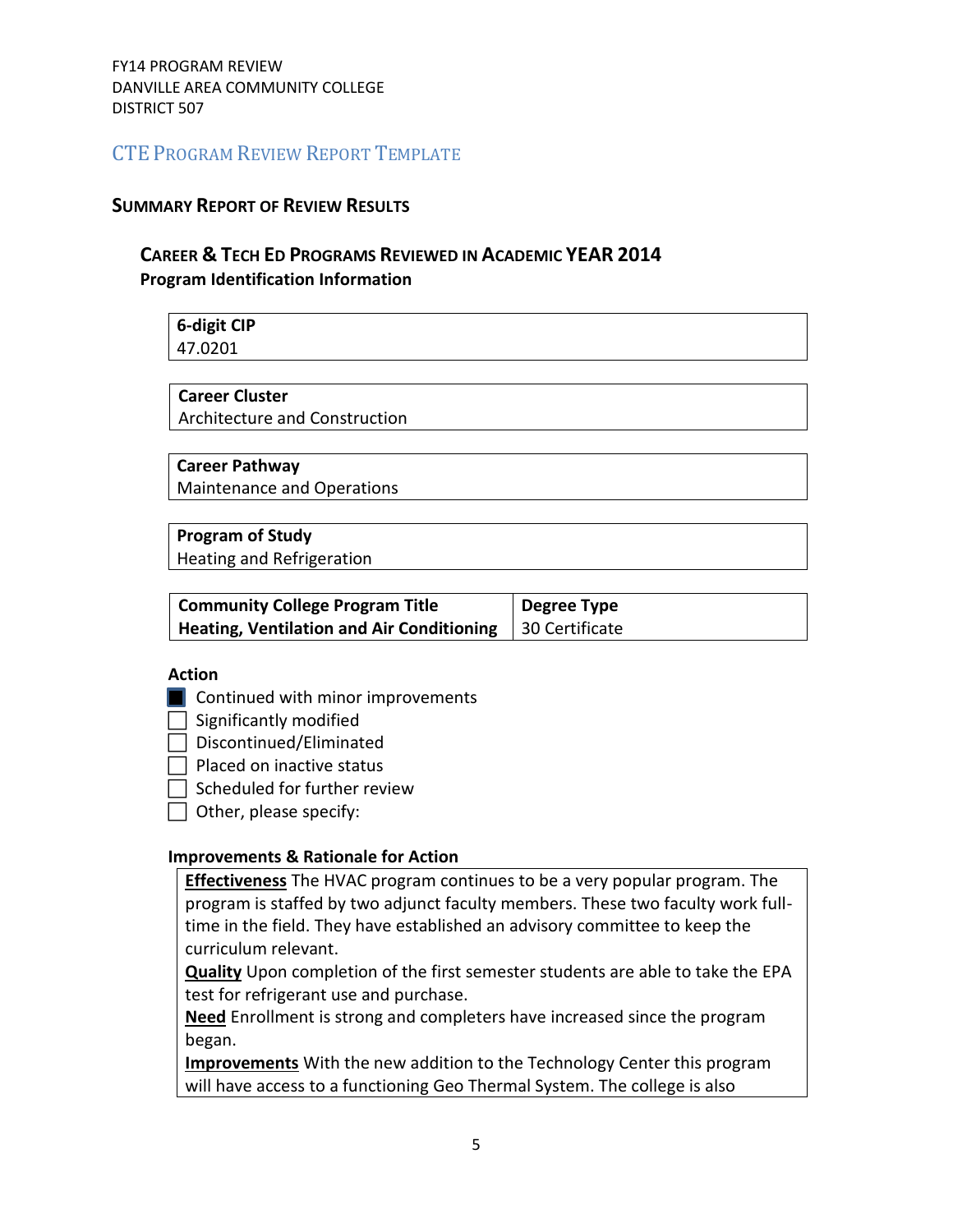FY14 PROGRAM REVIEW
DANVILLE AREA COMMUNITY COLLEGE
DISTRICT 507

## CTE Program Review Report Template

### Summary Report of Review Results

#### Career & Tech Ed Programs Reviewed in Academic YEAR 2014

**Program Identification Information**

| **6-digit CIP** |
|---|
| 47.0201 |

| **Career Cluster** |
|---|
| Architecture and Construction |

| **Career Pathway** |
|---|
| Maintenance and Operations |

| **Program of Study** |
|---|
| Heating and Refrigeration |

| **Community College Program Title** | **Degree Type** |
|---|---|
| **Heating, Ventilation and Air Conditioning** | 30 Certificate |

**Action**

- ☒ Continued with minor improvements
- ☐ Significantly modified
- ☐ Discontinued/Eliminated
- ☐ Placed on inactive status
- ☐ Scheduled for further review
- ☐ Other, please specify:

**Improvements & Rationale for Action**

**Effectiveness** The HVAC program continues to be a very popular program. The program is staffed by two adjunct faculty members. These two faculty work full-time in the field. They have established an advisory committee to keep the curriculum relevant.

**Quality** Upon completion of the first semester students are able to take the EPA test for refrigerant use and purchase.

**Need** Enrollment is strong and completers have increased since the program began.

**Improvements** With the new addition to the Technology Center this program will have access to a functioning Geo Thermal System. The college is also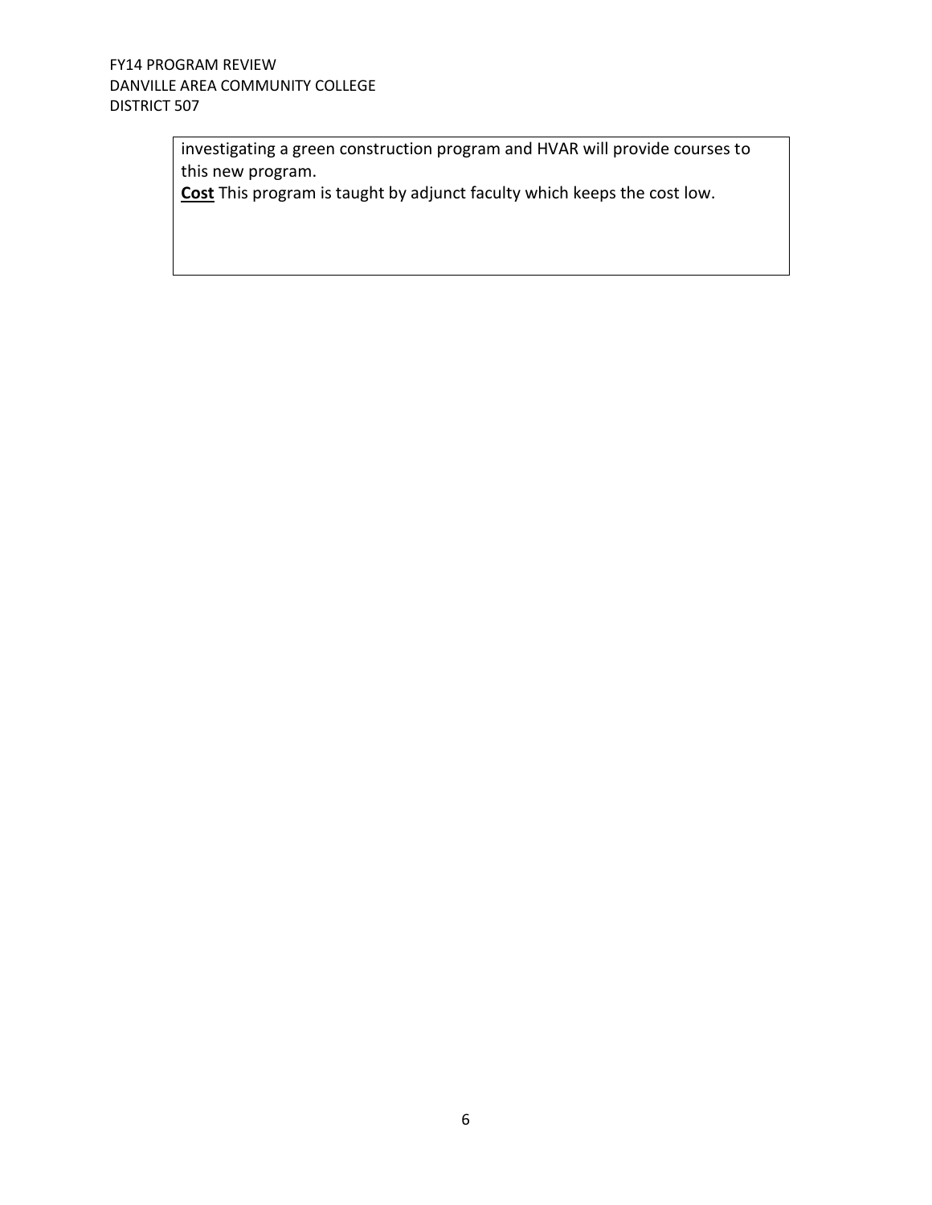investigating a green construction program and HVAR will provide courses to this new program.

**Cost** This program is taught by adjunct faculty which keeps the cost low.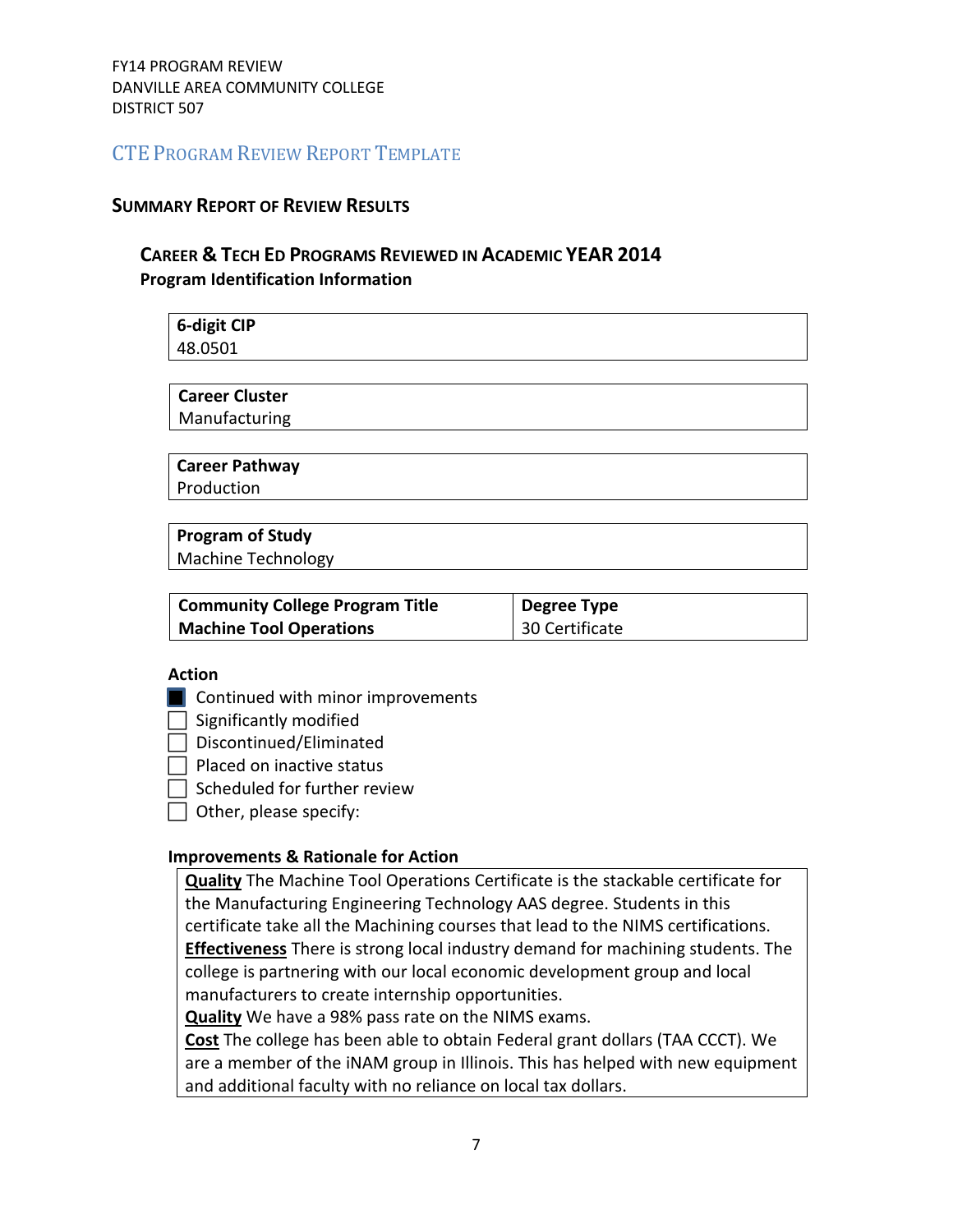FY14 PROGRAM REVIEW
DANVILLE AREA COMMUNITY COLLEGE
DISTRICT 507

## CTE Program Review Report Template

### Summary Report of Review Results

#### Career & Tech Ed Programs Reviewed in Academic YEAR 2014

**Program Identification Information**

| **6-digit CIP** |
|---|
| 48.0501 |

| **Career Cluster** |
|---|
| Manufacturing |

| **Career Pathway** |
|---|
| Production |

| **Program of Study** |
|---|
| Machine Technology |

| **Community College Program Title** | **Degree Type** |
|---|---|
| **Machine Tool Operations** | 30 Certificate |

**Action**

- [x] Continued with minor improvements
- [ ] Significantly modified
- [ ] Discontinued/Eliminated
- [ ] Placed on inactive status
- [ ] Scheduled for further review
- [ ] Other, please specify:

**Improvements & Rationale for Action**

**Quality** The Machine Tool Operations Certificate is the stackable certificate for the Manufacturing Engineering Technology AAS degree. Students in this certificate take all the Machining courses that lead to the NIMS certifications.
**Effectiveness** There is strong local industry demand for machining students. The college is partnering with our local economic development group and local manufacturers to create internship opportunities.
**Quality** We have a 98% pass rate on the NIMS exams.
**Cost** The college has been able to obtain Federal grant dollars (TAA CCCT). We are a member of the iNAM group in Illinois. This has helped with new equipment and additional faculty with no reliance on local tax dollars.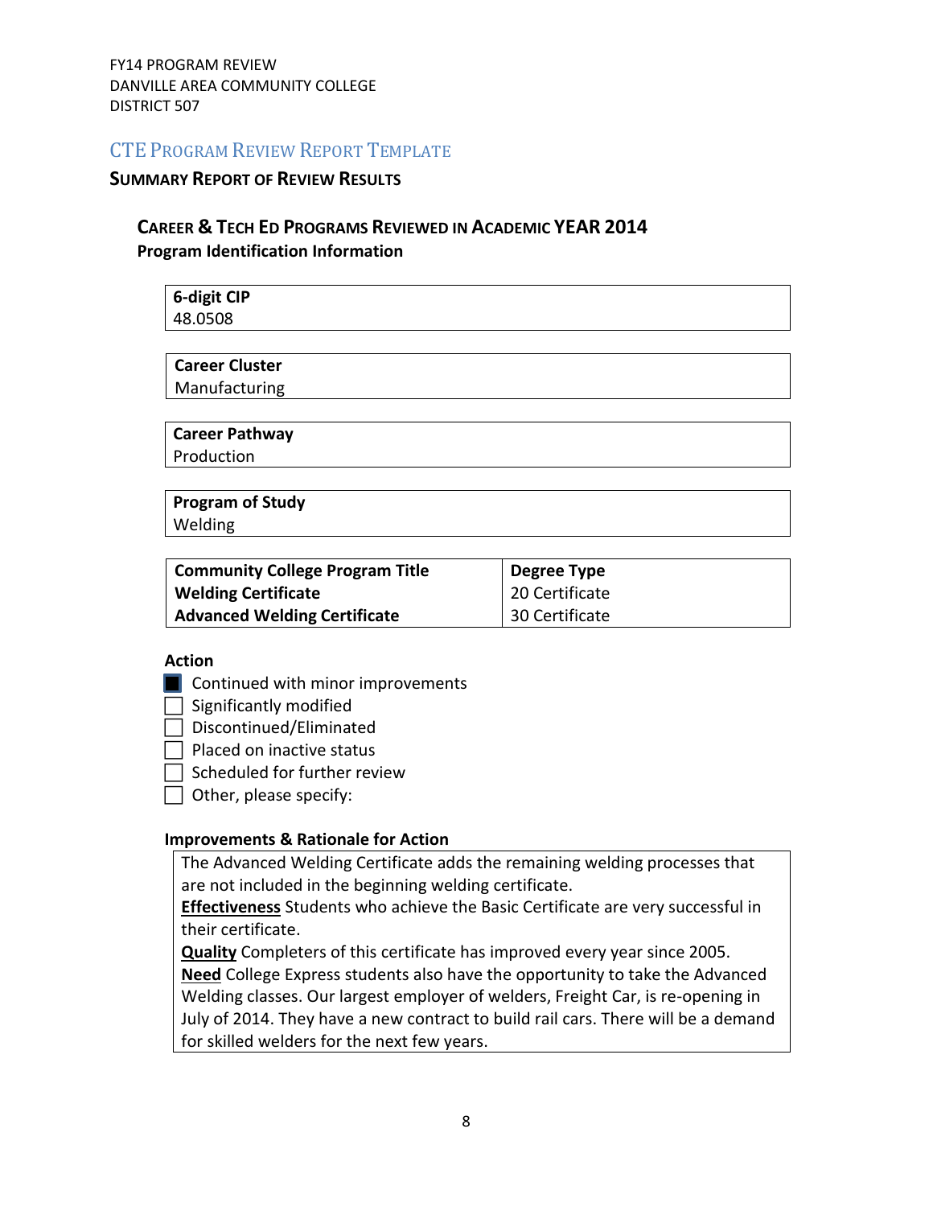FY14 PROGRAM REVIEW
DANVILLE AREA COMMUNITY COLLEGE
DISTRICT 507

## CTE Program Review Report Template

### Summary Report of Review Results

### Career & Tech Ed Programs Reviewed in Academic YEAR 2014

**Program Identification Information**

| **6-digit CIP** |
|---|
| 48.0508 |

| **Career Cluster** |
|---|
| Manufacturing |

| **Career Pathway** |
|---|
| Production |

| **Program of Study** |
|---|
| Welding |

| **Community College Program Title** | **Degree Type** |
|---|---|
| **Welding Certificate** | 20 Certificate |
| **Advanced Welding Certificate** | 30 Certificate |

**Action**

- [x] Continued with minor improvements
- [ ] Significantly modified
- [ ] Discontinued/Eliminated
- [ ] Placed on inactive status
- [ ] Scheduled for further review
- [ ] Other, please specify:

**Improvements & Rationale for Action**

The Advanced Welding Certificate adds the remaining welding processes that are not included in the beginning welding certificate.
**Effectiveness** Students who achieve the Basic Certificate are very successful in their certificate.
**Quality** Completers of this certificate has improved every year since 2005.
**Need** College Express students also have the opportunity to take the Advanced Welding classes. Our largest employer of welders, Freight Car, is re-opening in July of 2014. They have a new contract to build rail cars. There will be a demand for skilled welders for the next few years.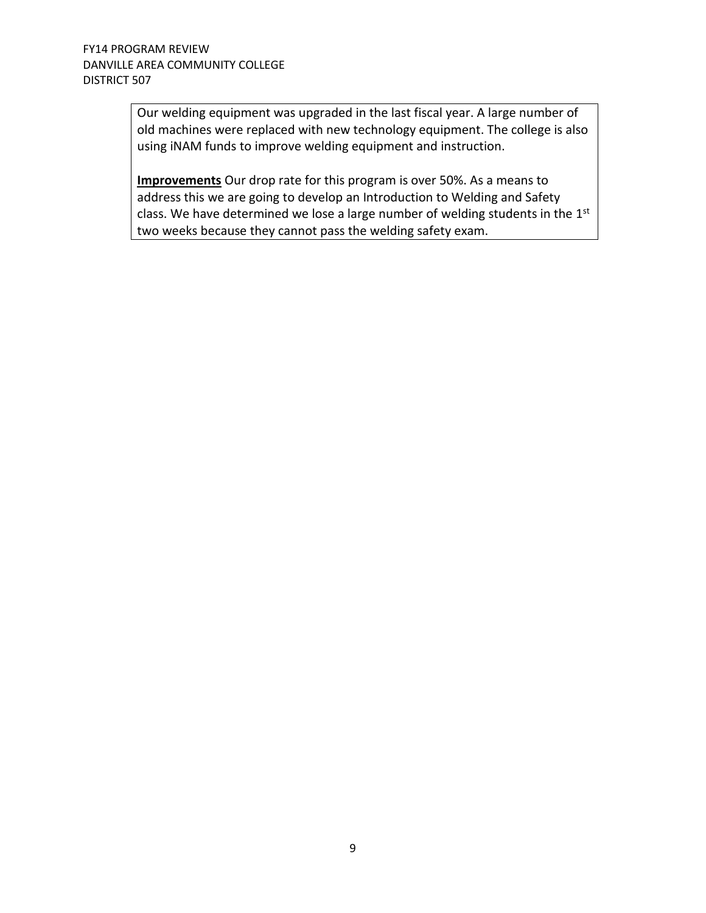Our welding equipment was upgraded in the last fiscal year. A large number of old machines were replaced with new technology equipment. The college is also using iNAM funds to improve welding equipment and instruction.

**Improvements** Our drop rate for this program is over 50%. As a means to address this we are going to develop an Introduction to Welding and Safety class. We have determined we lose a large number of welding students in the 1st two weeks because they cannot pass the welding safety exam.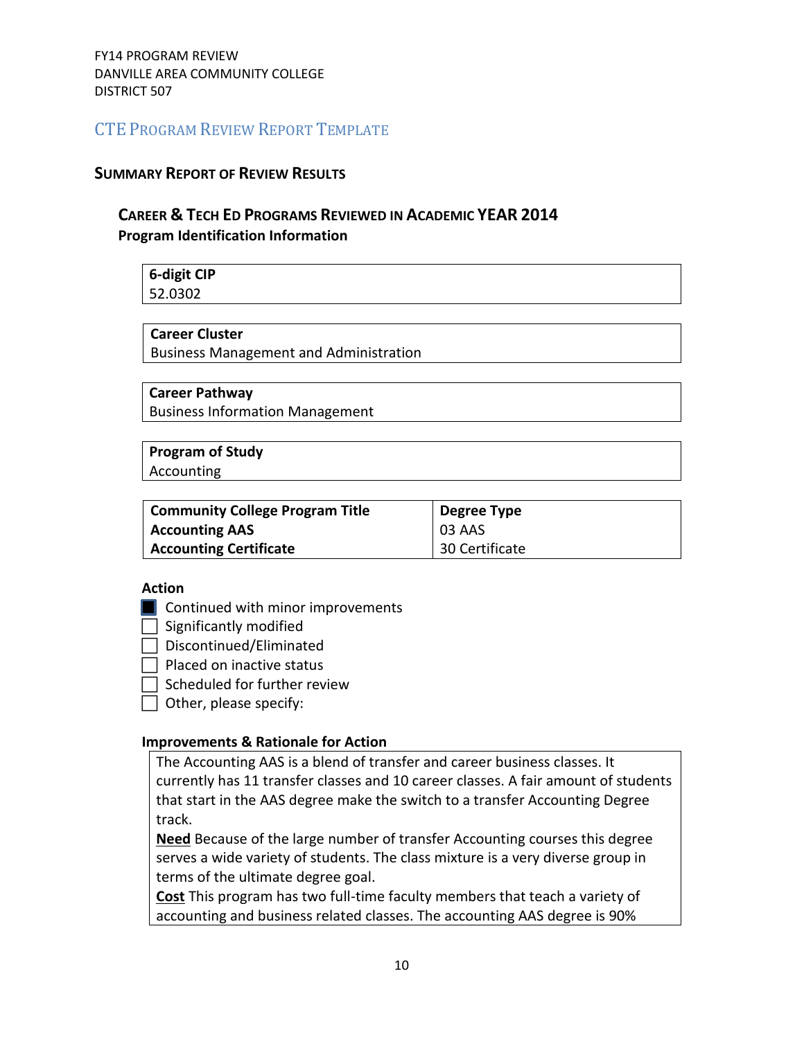FY14 PROGRAM REVIEW
DANVILLE AREA COMMUNITY COLLEGE
DISTRICT 507

## CTE Program Review Report Template

### Summary Report of Review Results

### Career & Tech Ed Programs Reviewed in Academic YEAR 2014

**Program Identification Information**

| **6-digit CIP** |
|---|
| 52.0302 |

| **Career Cluster** |
|---|
| Business Management and Administration |

| **Career Pathway** |
|---|
| Business Information Management |

| **Program of Study** |
|---|
| Accounting |

| **Community College Program Title** | **Degree Type** |
|---|---|
| **Accounting AAS** | 03 AAS |
| **Accounting Certificate** | 30 Certificate |

**Action**

- [x] Continued with minor improvements
- [ ] Significantly modified
- [ ] Discontinued/Eliminated
- [ ] Placed on inactive status
- [ ] Scheduled for further review
- [ ] Other, please specify:

**Improvements & Rationale for Action**

The Accounting AAS is a blend of transfer and career business classes. It currently has 11 transfer classes and 10 career classes. A fair amount of students that start in the AAS degree make the switch to a transfer Accounting Degree track.

**Need** Because of the large number of transfer Accounting courses this degree serves a wide variety of students. The class mixture is a very diverse group in terms of the ultimate degree goal.

**Cost** This program has two full-time faculty members that teach a variety of accounting and business related classes. The accounting AAS degree is 90%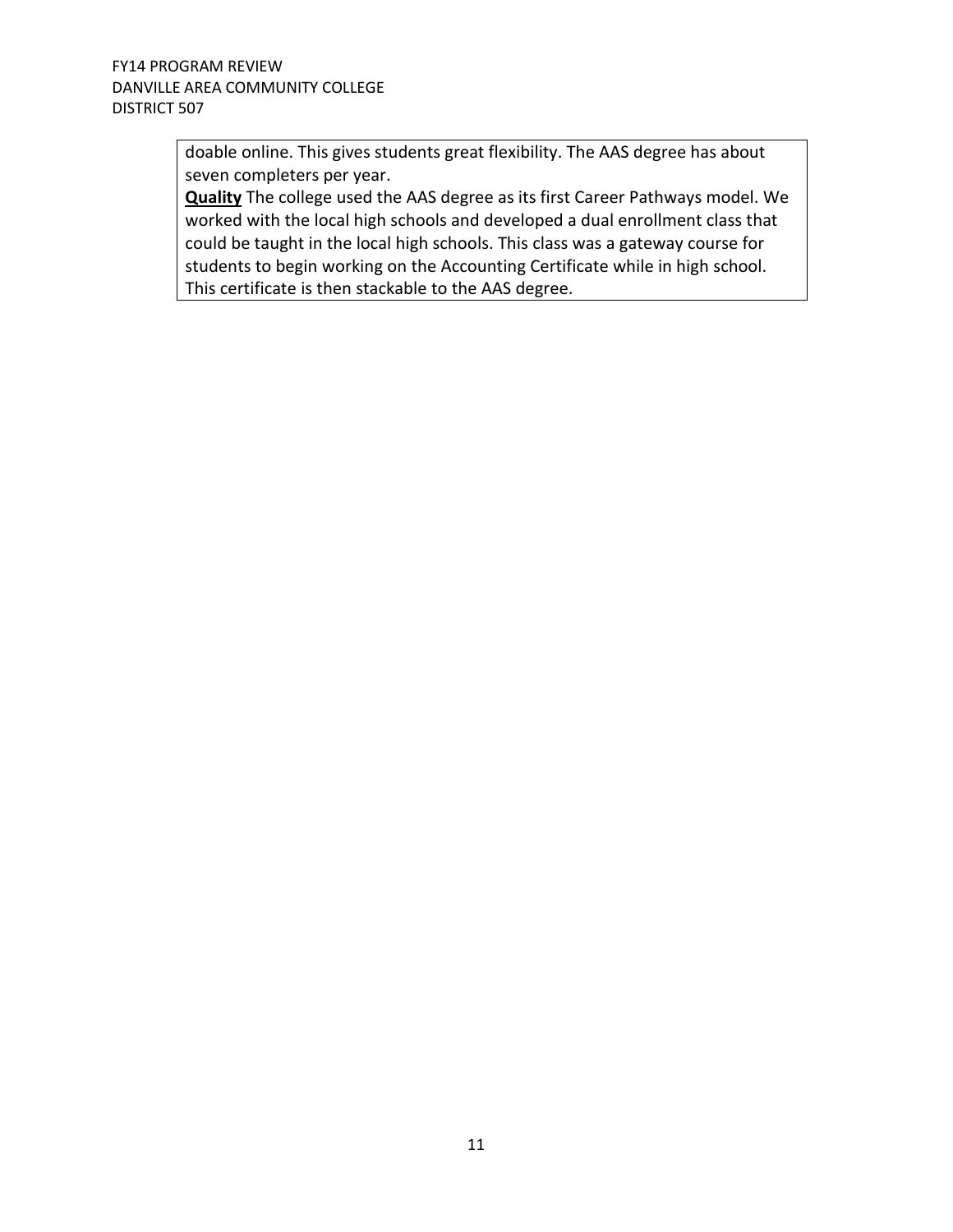doable online. This gives students great flexibility. The AAS degree has about seven completers per year.

**Quality** The college used the AAS degree as its first Career Pathways model. We worked with the local high schools and developed a dual enrollment class that could be taught in the local high schools. This class was a gateway course for students to begin working on the Accounting Certificate while in high school. This certificate is then stackable to the AAS degree.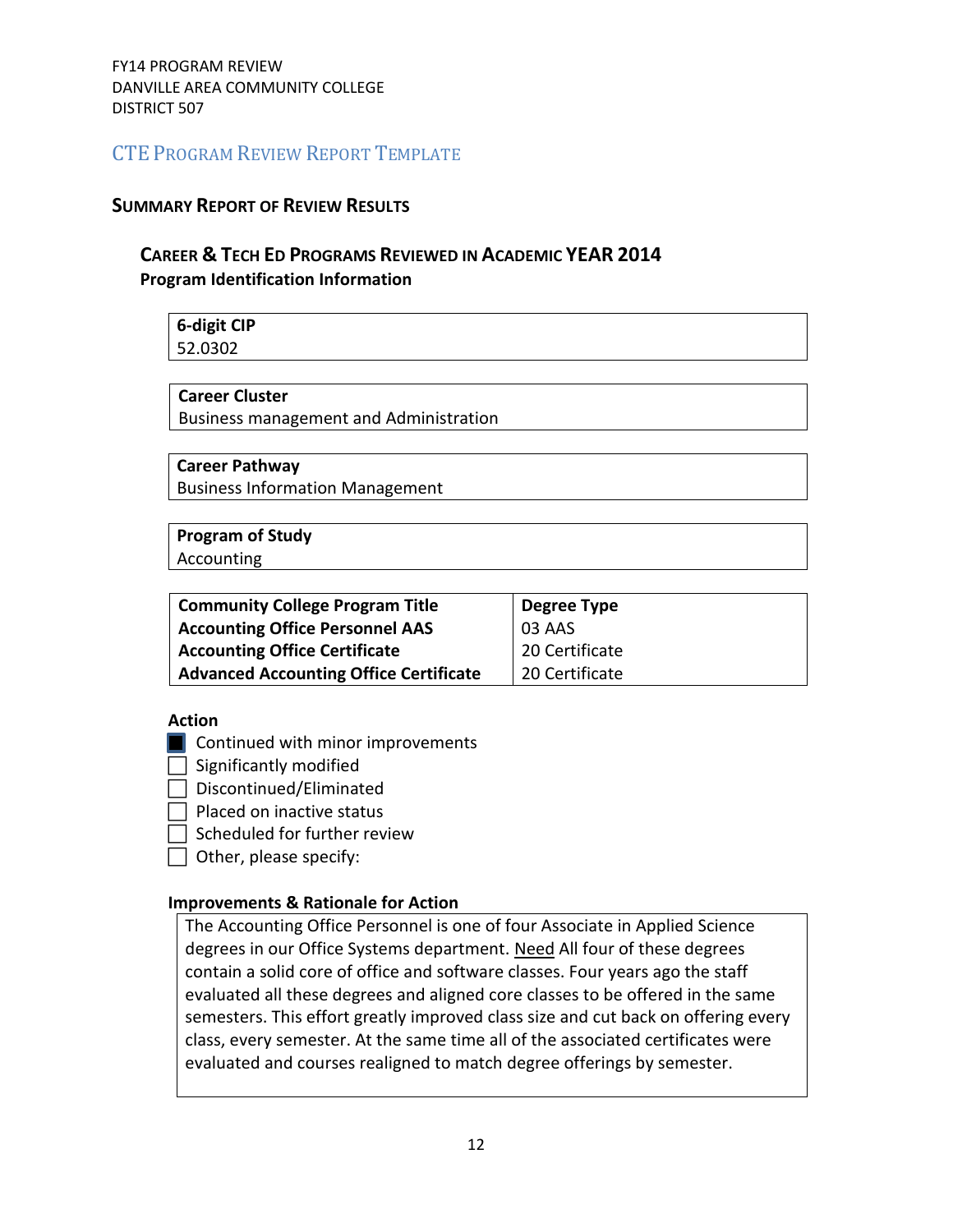FY14 PROGRAM REVIEW
DANVILLE AREA COMMUNITY COLLEGE
DISTRICT 507

## CTE Program Review Report Template

### Summary Report of Review Results

#### Career & Tech Ed Programs Reviewed in Academic YEAR 2014

**Program Identification Information**

| **6-digit CIP** |
|---|
| 52.0302 |

| **Career Cluster** |
|---|
| Business management and Administration |

| **Career Pathway** |
|---|
| Business Information Management |

| **Program of Study** |
|---|
| Accounting |

| **Community College Program Title** | **Degree Type** |
|---|---|
| **Accounting Office Personnel AAS** | 03 AAS |
| **Accounting Office Certificate** | 20 Certificate |
| **Advanced Accounting Office Certificate** | 20 Certificate |

**Action**

- [x] Continued with minor improvements
- [ ] Significantly modified
- [ ] Discontinued/Eliminated
- [ ] Placed on inactive status
- [ ] Scheduled for further review
- [ ] Other, please specify:

**Improvements & Rationale for Action**

The Accounting Office Personnel is one of four Associate in Applied Science degrees in our Office Systems department. Need All four of these degrees contain a solid core of office and software classes. Four years ago the staff evaluated all these degrees and aligned core classes to be offered in the same semesters. This effort greatly improved class size and cut back on offering every class, every semester. At the same time all of the associated certificates were evaluated and courses realigned to match degree offerings by semester.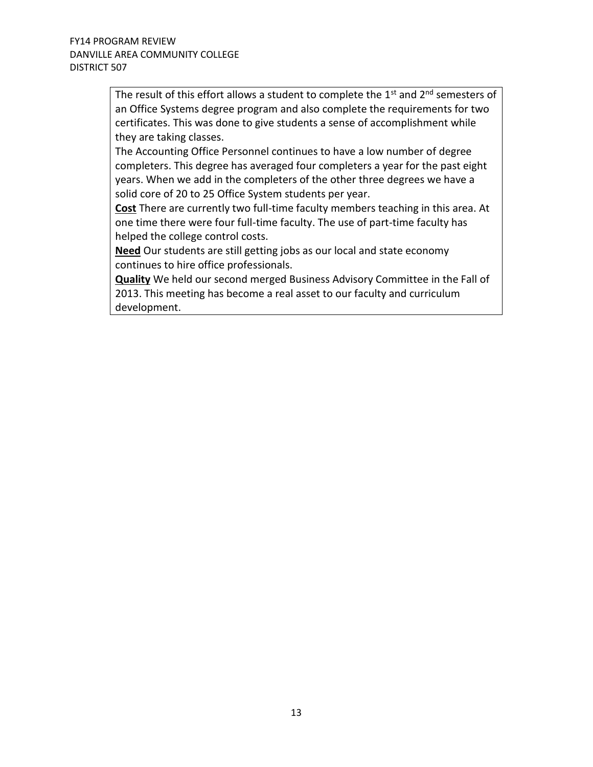The result of this effort allows a student to complete the 1st and 2nd semesters of an Office Systems degree program and also complete the requirements for two certificates. This was done to give students a sense of accomplishment while they are taking classes.

The Accounting Office Personnel continues to have a low number of degree completers. This degree has averaged four completers a year for the past eight years. When we add in the completers of the other three degrees we have a solid core of 20 to 25 Office System students per year.

**Cost** There are currently two full-time faculty members teaching in this area. At one time there were four full-time faculty. The use of part-time faculty has helped the college control costs.

**Need** Our students are still getting jobs as our local and state economy continues to hire office professionals.

**Quality** We held our second merged Business Advisory Committee in the Fall of 2013. This meeting has become a real asset to our faculty and curriculum development.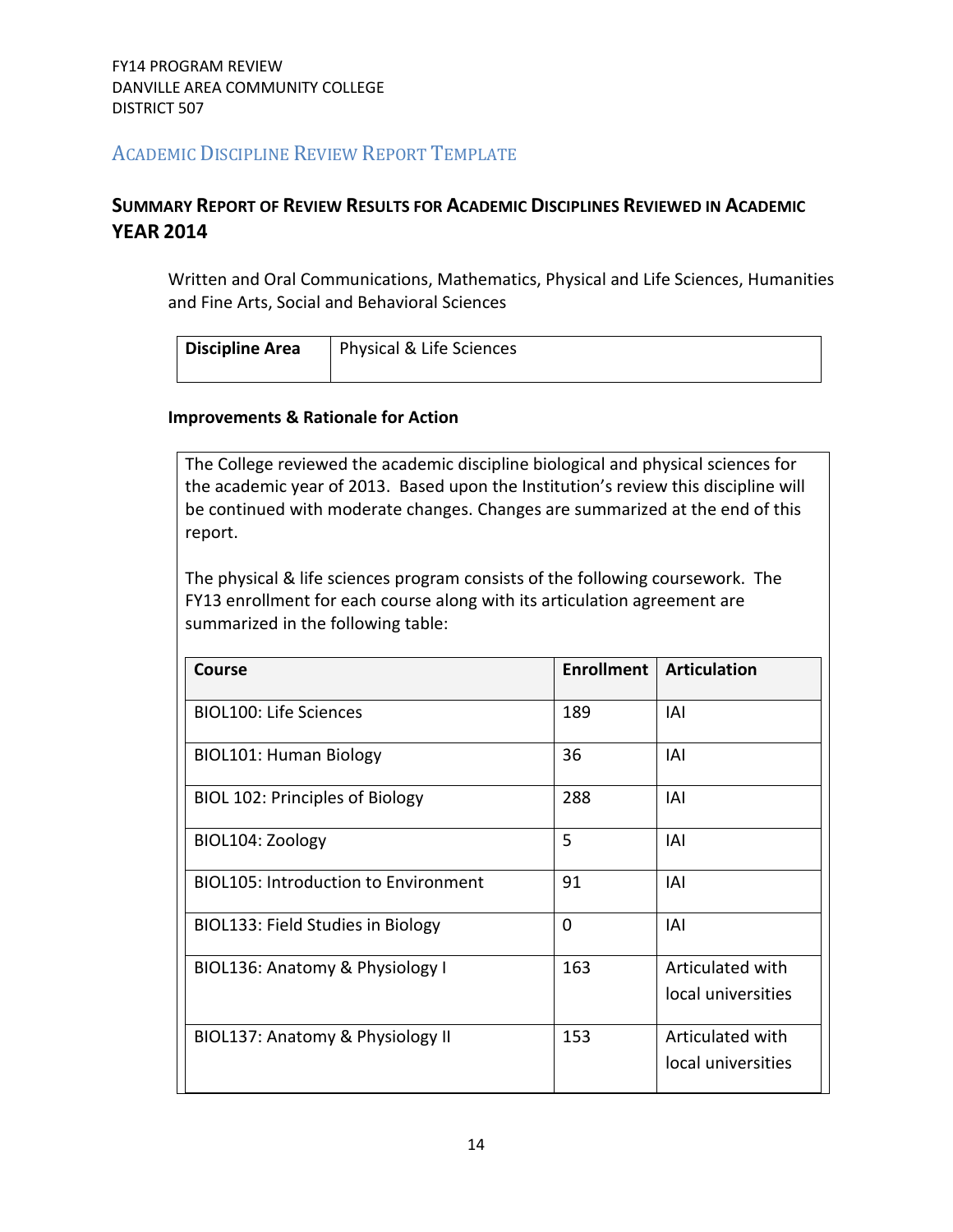FY14 PROGRAM REVIEW
DANVILLE AREA COMMUNITY COLLEGE
DISTRICT 507

## Academic Discipline Review Report Template

### Summary Report of Review Results for Academic Disciplines Reviewed in Academic Year 2014

Written and Oral Communications, Mathematics, Physical and Life Sciences, Humanities and Fine Arts, Social and Behavioral Sciences

| **Discipline Area** | Physical & Life Sciences |
|---|---|

**Improvements & Rationale for Action**

The College reviewed the academic discipline biological and physical sciences for the academic year of 2013. Based upon the Institution's review this discipline will be continued with moderate changes. Changes are summarized at the end of this report.

The physical & life sciences program consists of the following coursework. The FY13 enrollment for each course along with its articulation agreement are summarized in the following table:

| Course | Enrollment | Articulation |
|---|---|---|
| BIOL100: Life Sciences | 189 | IAI |
| BIOL101: Human Biology | 36 | IAI |
| BIOL 102: Principles of Biology | 288 | IAI |
| BIOL104: Zoology | 5 | IAI |
| BIOL105: Introduction to Environment | 91 | IAI |
| BIOL133: Field Studies in Biology | 0 | IAI |
| BIOL136: Anatomy & Physiology I | 163 | Articulated with local universities |
| BIOL137: Anatomy & Physiology II | 153 | Articulated with local universities |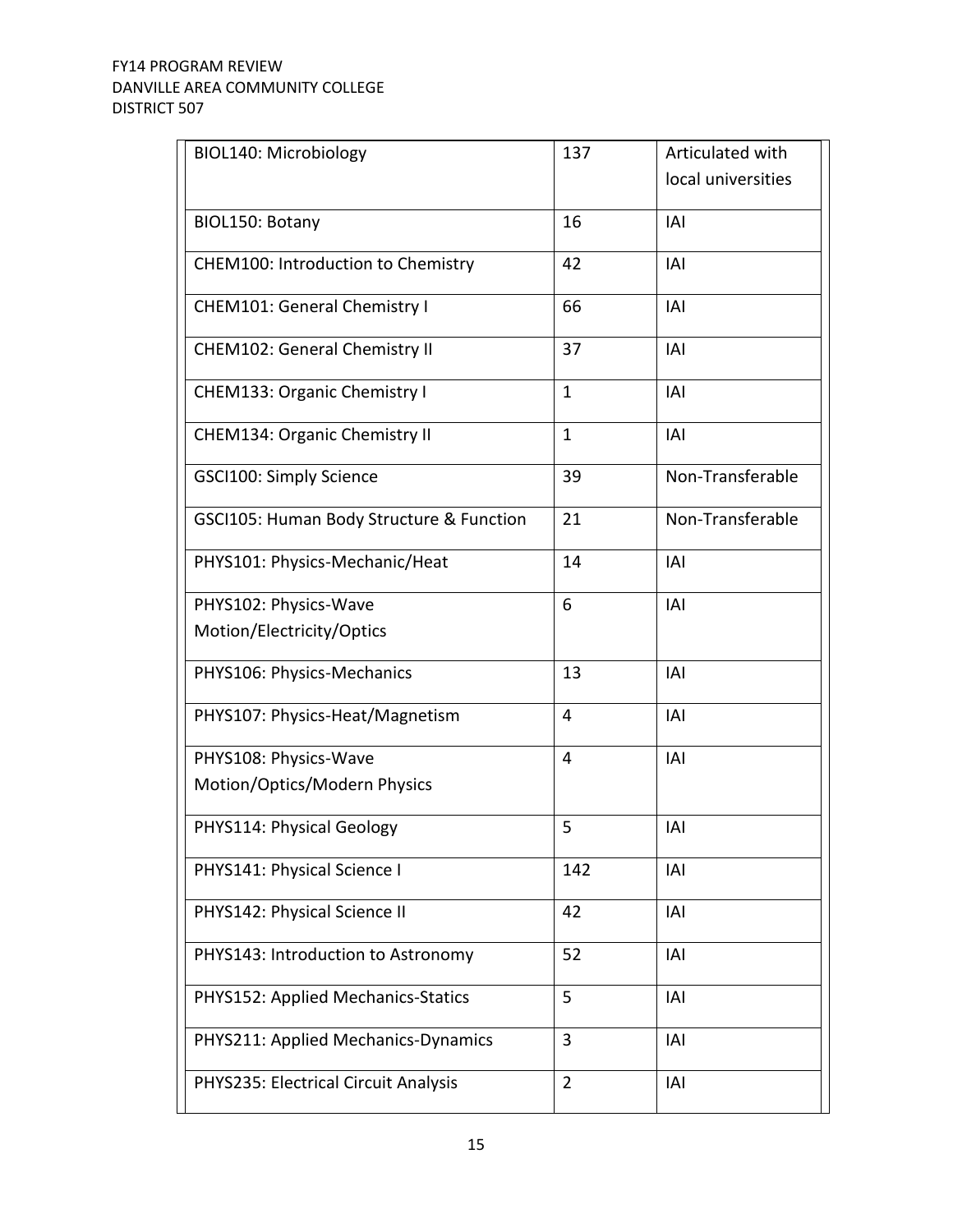| BIOL140: Microbiology | 137 | Articulated with local universities |
|---|---|---|
| BIOL150: Botany | 16 | IAI |
| CHEM100: Introduction to Chemistry | 42 | IAI |
| CHEM101: General Chemistry I | 66 | IAI |
| CHEM102: General Chemistry II | 37 | IAI |
| CHEM133: Organic Chemistry I | 1 | IAI |
| CHEM134: Organic Chemistry II | 1 | IAI |
| GSCI100: Simply Science | 39 | Non-Transferable |
| GSCI105: Human Body Structure & Function | 21 | Non-Transferable |
| PHYS101: Physics-Mechanic/Heat | 14 | IAI |
| PHYS102: Physics-Wave Motion/Electricity/Optics | 6 | IAI |
| PHYS106: Physics-Mechanics | 13 | IAI |
| PHYS107: Physics-Heat/Magnetism | 4 | IAI |
| PHYS108: Physics-Wave Motion/Optics/Modern Physics | 4 | IAI |
| PHYS114: Physical Geology | 5 | IAI |
| PHYS141: Physical Science I | 142 | IAI |
| PHYS142: Physical Science II | 42 | IAI |
| PHYS143: Introduction to Astronomy | 52 | IAI |
| PHYS152: Applied Mechanics-Statics | 5 | IAI |
| PHYS211: Applied Mechanics-Dynamics | 3 | IAI |
| PHYS235: Electrical Circuit Analysis | 2 | IAI |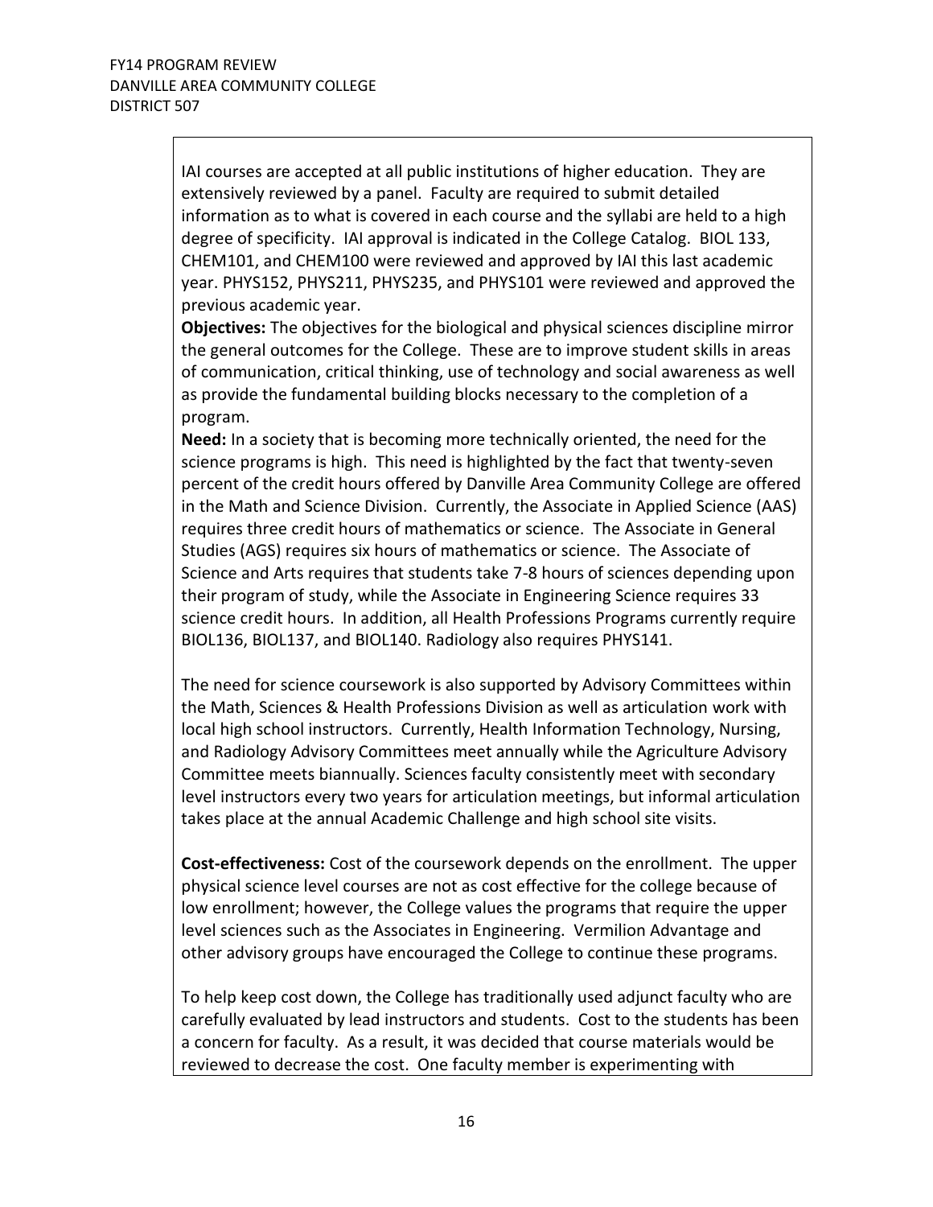IAI courses are accepted at all public institutions of higher education. They are extensively reviewed by a panel. Faculty are required to submit detailed information as to what is covered in each course and the syllabi are held to a high degree of specificity. IAI approval is indicated in the College Catalog. BIOL 133, CHEM101, and CHEM100 were reviewed and approved by IAI this last academic year. PHYS152, PHYS211, PHYS235, and PHYS101 were reviewed and approved the previous academic year.

**Objectives:** The objectives for the biological and physical sciences discipline mirror the general outcomes for the College. These are to improve student skills in areas of communication, critical thinking, use of technology and social awareness as well as provide the fundamental building blocks necessary to the completion of a program.

**Need:** In a society that is becoming more technically oriented, the need for the science programs is high. This need is highlighted by the fact that twenty-seven percent of the credit hours offered by Danville Area Community College are offered in the Math and Science Division. Currently, the Associate in Applied Science (AAS) requires three credit hours of mathematics or science. The Associate in General Studies (AGS) requires six hours of mathematics or science. The Associate of Science and Arts requires that students take 7-8 hours of sciences depending upon their program of study, while the Associate in Engineering Science requires 33 science credit hours. In addition, all Health Professions Programs currently require BIOL136, BIOL137, and BIOL140. Radiology also requires PHYS141.

The need for science coursework is also supported by Advisory Committees within the Math, Sciences & Health Professions Division as well as articulation work with local high school instructors. Currently, Health Information Technology, Nursing, and Radiology Advisory Committees meet annually while the Agriculture Advisory Committee meets biannually. Sciences faculty consistently meet with secondary level instructors every two years for articulation meetings, but informal articulation takes place at the annual Academic Challenge and high school site visits.

**Cost-effectiveness:** Cost of the coursework depends on the enrollment. The upper physical science level courses are not as cost effective for the college because of low enrollment; however, the College values the programs that require the upper level sciences such as the Associates in Engineering. Vermilion Advantage and other advisory groups have encouraged the College to continue these programs.

To help keep cost down, the College has traditionally used adjunct faculty who are carefully evaluated by lead instructors and students. Cost to the students has been a concern for faculty. As a result, it was decided that course materials would be reviewed to decrease the cost. One faculty member is experimenting with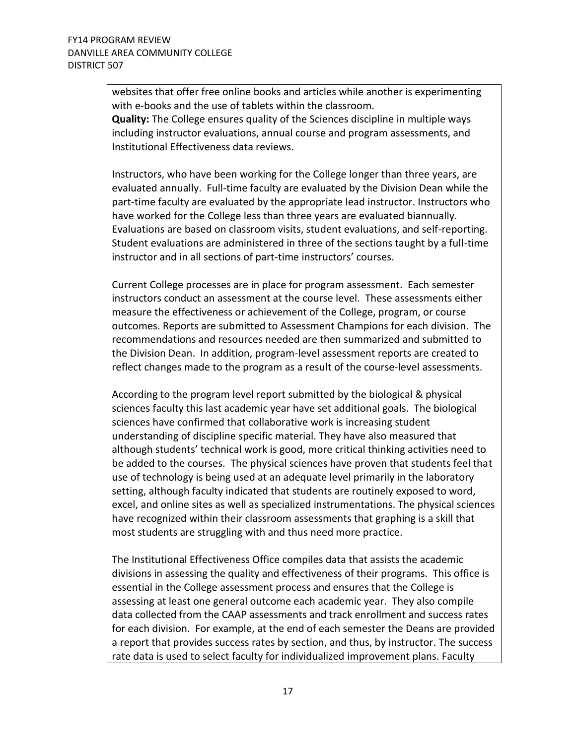websites that offer free online books and articles while another is experimenting with e-books and the use of tablets within the classroom.

**Quality:** The College ensures quality of the Sciences discipline in multiple ways including instructor evaluations, annual course and program assessments, and Institutional Effectiveness data reviews.

Instructors, who have been working for the College longer than three years, are evaluated annually. Full-time faculty are evaluated by the Division Dean while the part-time faculty are evaluated by the appropriate lead instructor. Instructors who have worked for the College less than three years are evaluated biannually. Evaluations are based on classroom visits, student evaluations, and self-reporting. Student evaluations are administered in three of the sections taught by a full-time instructor and in all sections of part-time instructors' courses.

Current College processes are in place for program assessment. Each semester instructors conduct an assessment at the course level. These assessments either measure the effectiveness or achievement of the College, program, or course outcomes. Reports are submitted to Assessment Champions for each division. The recommendations and resources needed are then summarized and submitted to the Division Dean. In addition, program-level assessment reports are created to reflect changes made to the program as a result of the course-level assessments.

According to the program level report submitted by the biological & physical sciences faculty this last academic year have set additional goals. The biological sciences have confirmed that collaborative work is increasing student understanding of discipline specific material. They have also measured that although students' technical work is good, more critical thinking activities need to be added to the courses. The physical sciences have proven that students feel that use of technology is being used at an adequate level primarily in the laboratory setting, although faculty indicated that students are routinely exposed to word, excel, and online sites as well as specialized instrumentations. The physical sciences have recognized within their classroom assessments that graphing is a skill that most students are struggling with and thus need more practice.

The Institutional Effectiveness Office compiles data that assists the academic divisions in assessing the quality and effectiveness of their programs. This office is essential in the College assessment process and ensures that the College is assessing at least one general outcome each academic year. They also compile data collected from the CAAP assessments and track enrollment and success rates for each division. For example, at the end of each semester the Deans are provided a report that provides success rates by section, and thus, by instructor. The success rate data is used to select faculty for individualized improvement plans. Faculty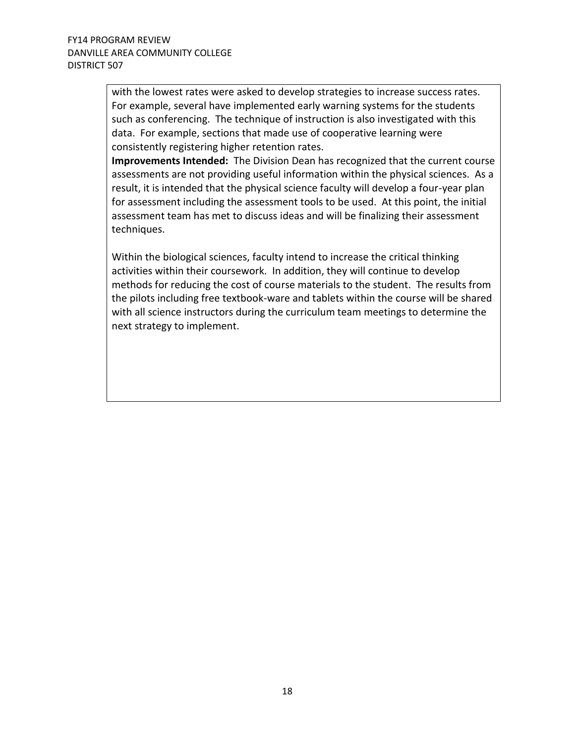with the lowest rates were asked to develop strategies to increase success rates. For example, several have implemented early warning systems for the students such as conferencing. The technique of instruction is also investigated with this data. For example, sections that made use of cooperative learning were consistently registering higher retention rates.

**Improvements Intended:** The Division Dean has recognized that the current course assessments are not providing useful information within the physical sciences. As a result, it is intended that the physical science faculty will develop a four-year plan for assessment including the assessment tools to be used. At this point, the initial assessment team has met to discuss ideas and will be finalizing their assessment techniques.

Within the biological sciences, faculty intend to increase the critical thinking activities within their coursework. In addition, they will continue to develop methods for reducing the cost of course materials to the student. The results from the pilots including free textbook-ware and tablets within the course will be shared with all science instructors during the curriculum team meetings to determine the next strategy to implement.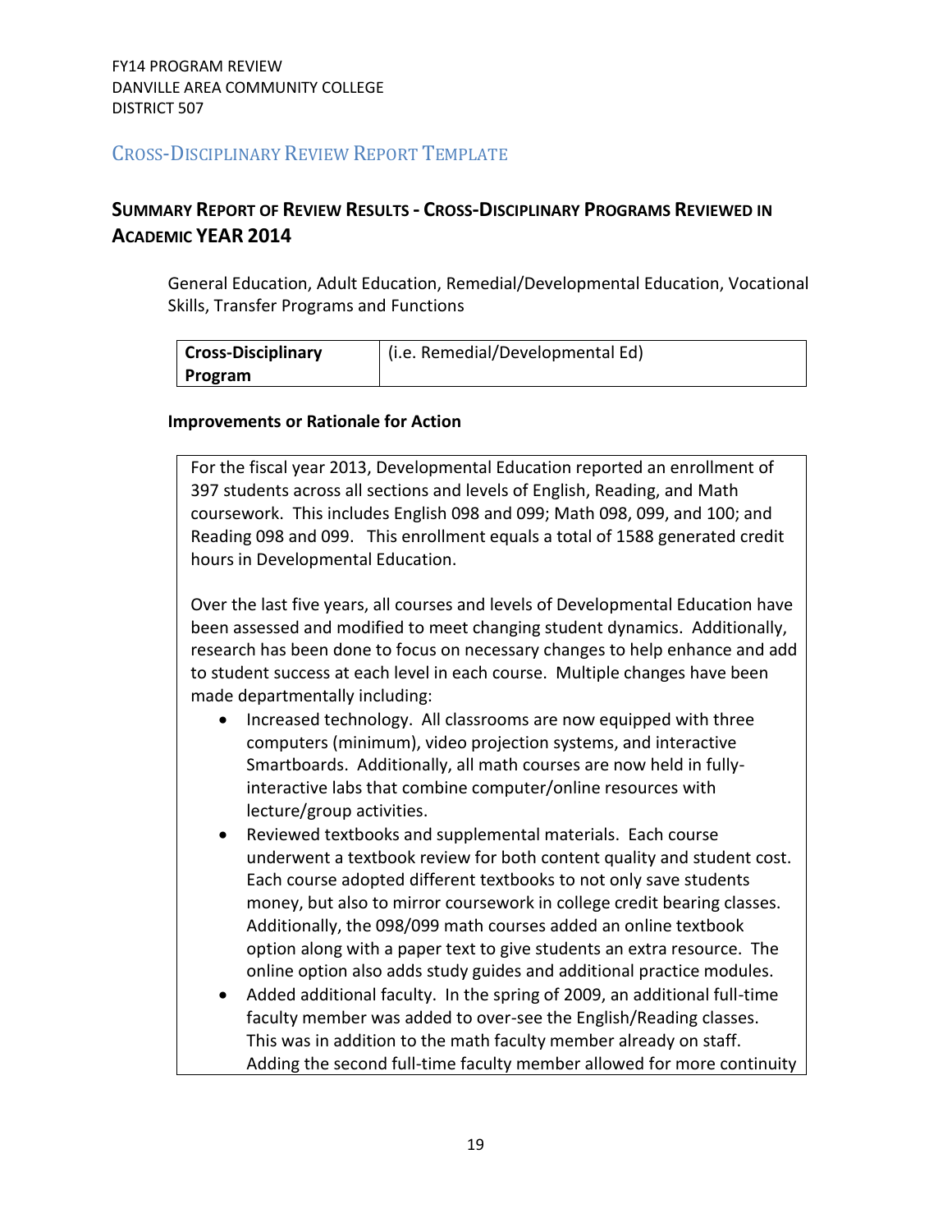FY14 PROGRAM REVIEW
DANVILLE AREA COMMUNITY COLLEGE
DISTRICT 507

## CROSS-DISCIPLINARY REVIEW REPORT TEMPLATE

## SUMMARY REPORT OF REVIEW RESULTS - CROSS-DISCIPLINARY PROGRAMS REVIEWED IN ACADEMIC YEAR 2014

General Education, Adult Education, Remedial/Developmental Education, Vocational Skills, Transfer Programs and Functions

| **Cross-Disciplinary Program** | (i.e. Remedial/Developmental Ed) |
|---|---|

**Improvements or Rationale for Action**

For the fiscal year 2013, Developmental Education reported an enrollment of 397 students across all sections and levels of English, Reading, and Math coursework. This includes English 098 and 099; Math 098, 099, and 100; and Reading 098 and 099. This enrollment equals a total of 1588 generated credit hours in Developmental Education.

Over the last five years, all courses and levels of Developmental Education have been assessed and modified to meet changing student dynamics. Additionally, research has been done to focus on necessary changes to help enhance and add to student success at each level in each course. Multiple changes have been made departmentally including:

- Increased technology. All classrooms are now equipped with three computers (minimum), video projection systems, and interactive Smartboards. Additionally, all math courses are now held in fully-interactive labs that combine computer/online resources with lecture/group activities.
- Reviewed textbooks and supplemental materials. Each course underwent a textbook review for both content quality and student cost. Each course adopted different textbooks to not only save students money, but also to mirror coursework in college credit bearing classes. Additionally, the 098/099 math courses added an online textbook option along with a paper text to give students an extra resource. The online option also adds study guides and additional practice modules.
- Added additional faculty. In the spring of 2009, an additional full-time faculty member was added to over-see the English/Reading classes. This was in addition to the math faculty member already on staff. Adding the second full-time faculty member allowed for more continuity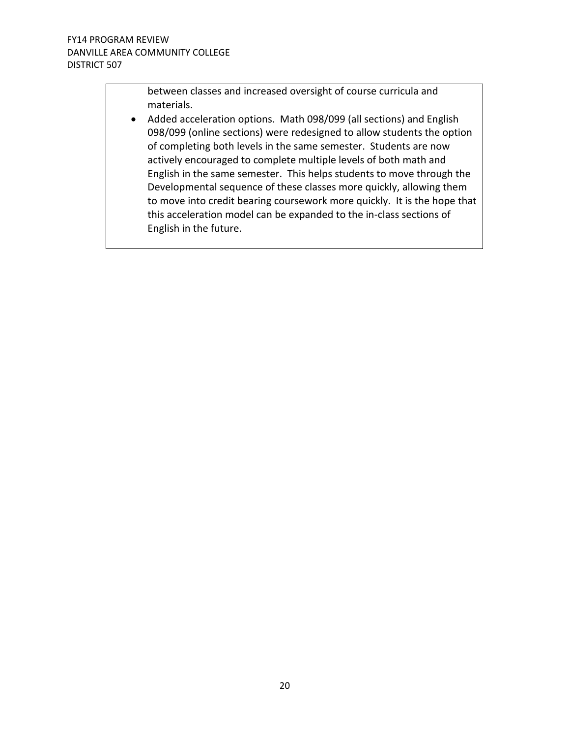between classes and increased oversight of course curricula and materials.

- Added acceleration options. Math 098/099 (all sections) and English 098/099 (online sections) were redesigned to allow students the option of completing both levels in the same semester. Students are now actively encouraged to complete multiple levels of both math and English in the same semester. This helps students to move through the Developmental sequence of these classes more quickly, allowing them to move into credit bearing coursework more quickly. It is the hope that this acceleration model can be expanded to the in-class sections of English in the future.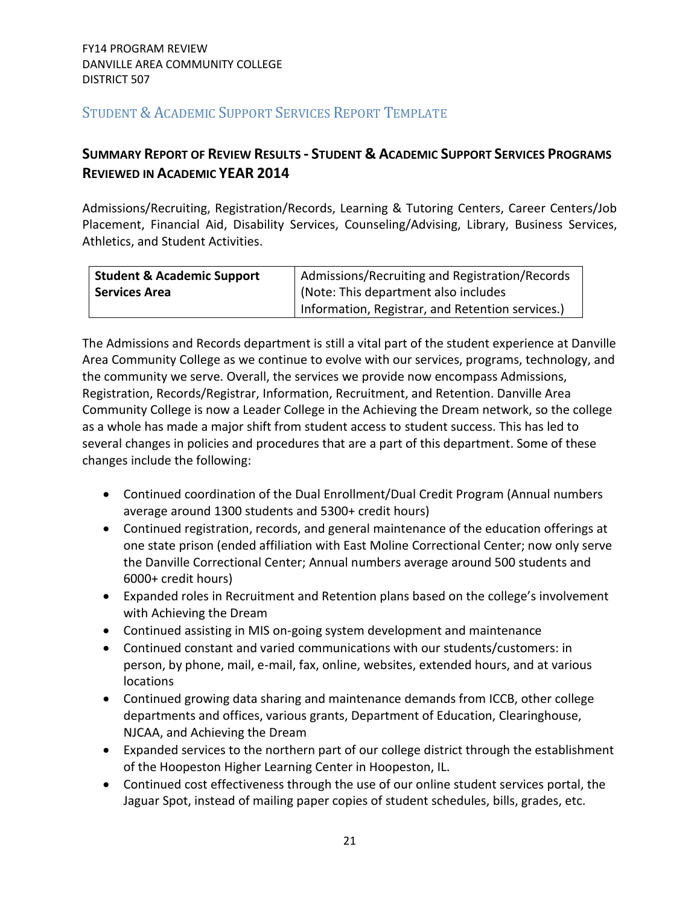FY14 PROGRAM REVIEW
DANVILLE AREA COMMUNITY COLLEGE
DISTRICT 507

## Student & Academic Support Services Report Template

### Summary Report of Review Results - Student & Academic Support Services Programs Reviewed in Academic YEAR 2014

Admissions/Recruiting, Registration/Records, Learning & Tutoring Centers, Career Centers/Job Placement, Financial Aid, Disability Services, Counseling/Advising, Library, Business Services, Athletics, and Student Activities.

| **Student & Academic Support Services Area** | Admissions/Recruiting and Registration/Records (Note: This department also includes Information, Registrar, and Retention services.) |
|---|---|

The Admissions and Records department is still a vital part of the student experience at Danville Area Community College as we continue to evolve with our services, programs, technology, and the community we serve. Overall, the services we provide now encompass Admissions, Registration, Records/Registrar, Information, Recruitment, and Retention. Danville Area Community College is now a Leader College in the Achieving the Dream network, so the college as a whole has made a major shift from student access to student success. This has led to several changes in policies and procedures that are a part of this department. Some of these changes include the following:

- Continued coordination of the Dual Enrollment/Dual Credit Program (Annual numbers average around 1300 students and 5300+ credit hours)
- Continued registration, records, and general maintenance of the education offerings at one state prison (ended affiliation with East Moline Correctional Center; now only serve the Danville Correctional Center; Annual numbers average around 500 students and 6000+ credit hours)
- Expanded roles in Recruitment and Retention plans based on the college's involvement with Achieving the Dream
- Continued assisting in MIS on-going system development and maintenance
- Continued constant and varied communications with our students/customers: in person, by phone, mail, e-mail, fax, online, websites, extended hours, and at various locations
- Continued growing data sharing and maintenance demands from ICCB, other college departments and offices, various grants, Department of Education, Clearinghouse, NJCAA, and Achieving the Dream
- Expanded services to the northern part of our college district through the establishment of the Hoopeston Higher Learning Center in Hoopeston, IL.
- Continued cost effectiveness through the use of our online student services portal, the Jaguar Spot, instead of mailing paper copies of student schedules, bills, grades, etc.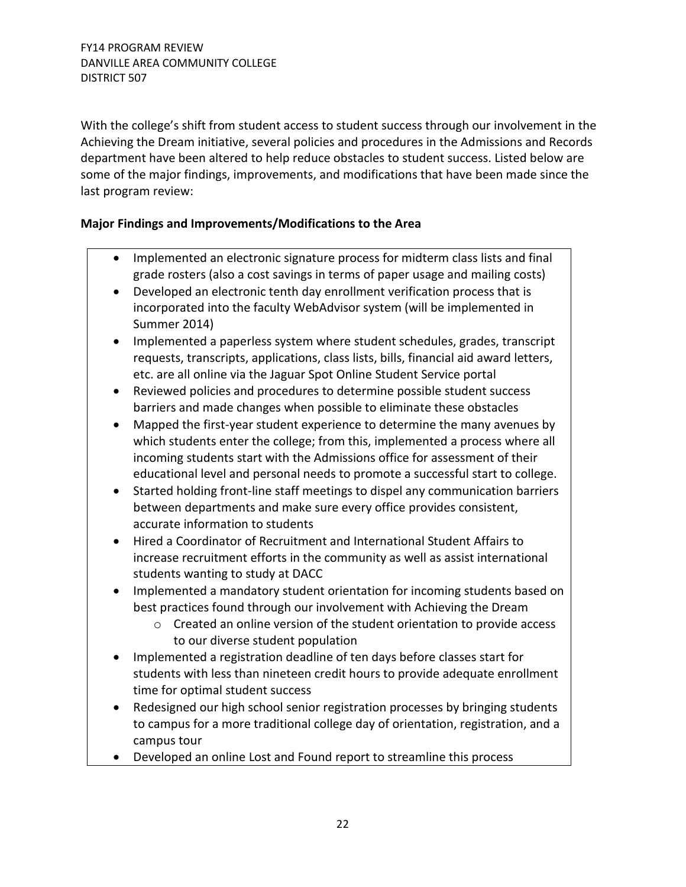With the college's shift from student access to student success through our involvement in the Achieving the Dream initiative, several policies and procedures in the Admissions and Records department have been altered to help reduce obstacles to student success. Listed below are some of the major findings, improvements, and modifications that have been made since the last program review:

**Major Findings and Improvements/Modifications to the Area**

- Implemented an electronic signature process for midterm class lists and final grade rosters (also a cost savings in terms of paper usage and mailing costs)
- Developed an electronic tenth day enrollment verification process that is incorporated into the faculty WebAdvisor system (will be implemented in Summer 2014)
- Implemented a paperless system where student schedules, grades, transcript requests, transcripts, applications, class lists, bills, financial aid award letters, etc. are all online via the Jaguar Spot Online Student Service portal
- Reviewed policies and procedures to determine possible student success barriers and made changes when possible to eliminate these obstacles
- Mapped the first-year student experience to determine the many avenues by which students enter the college; from this, implemented a process where all incoming students start with the Admissions office for assessment of their educational level and personal needs to promote a successful start to college.
- Started holding front-line staff meetings to dispel any communication barriers between departments and make sure every office provides consistent, accurate information to students
- Hired a Coordinator of Recruitment and International Student Affairs to increase recruitment efforts in the community as well as assist international students wanting to study at DACC
- Implemented a mandatory student orientation for incoming students based on best practices found through our involvement with Achieving the Dream
  - Created an online version of the student orientation to provide access to our diverse student population
- Implemented a registration deadline of ten days before classes start for students with less than nineteen credit hours to provide adequate enrollment time for optimal student success
- Redesigned our high school senior registration processes by bringing students to campus for a more traditional college day of orientation, registration, and a campus tour
- Developed an online Lost and Found report to streamline this process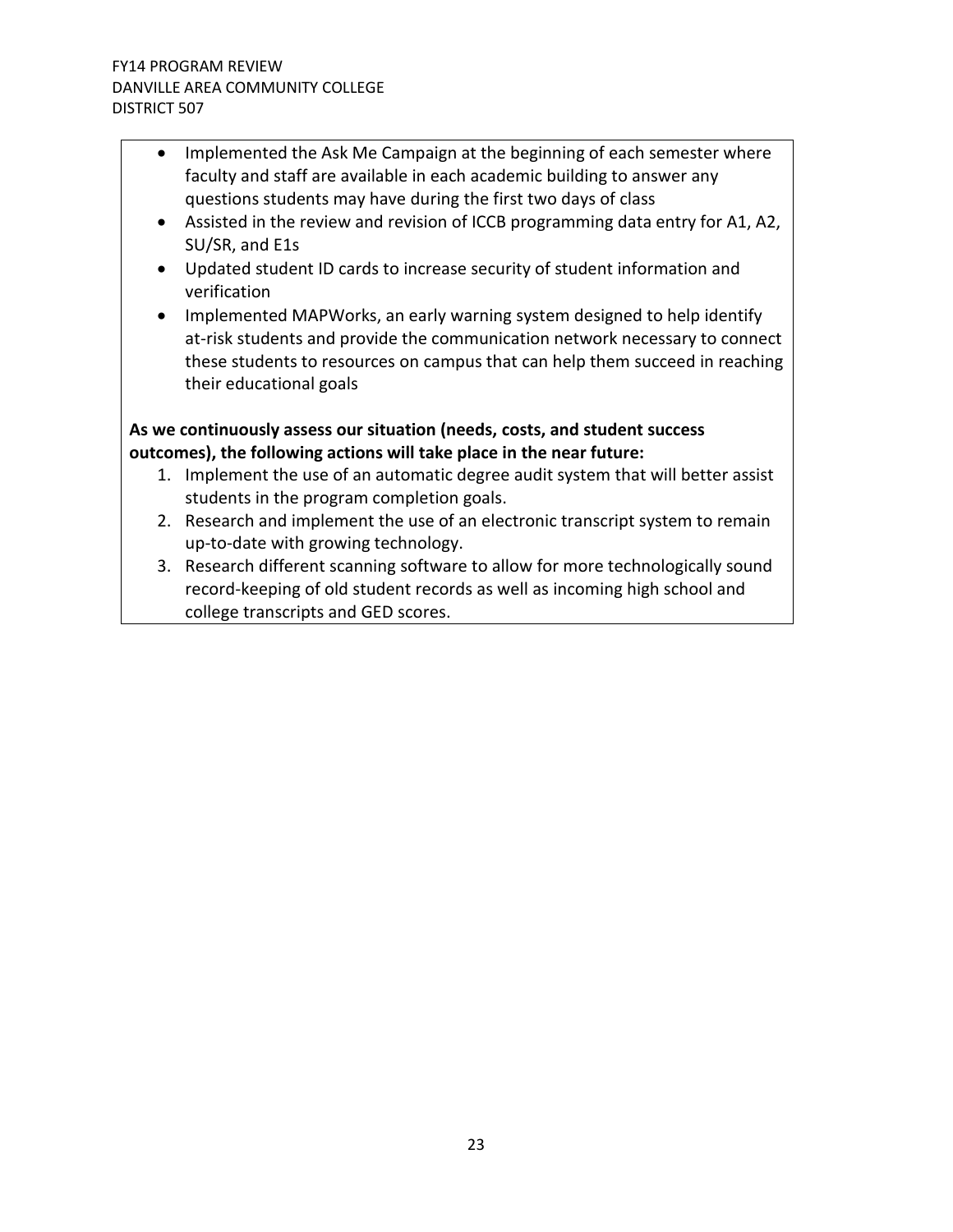- Implemented the Ask Me Campaign at the beginning of each semester where faculty and staff are available in each academic building to answer any questions students may have during the first two days of class
- Assisted in the review and revision of ICCB programming data entry for A1, A2, SU/SR, and E1s
- Updated student ID cards to increase security of student information and verification
- Implemented MAPWorks, an early warning system designed to help identify at-risk students and provide the communication network necessary to connect these students to resources on campus that can help them succeed in reaching their educational goals

**As we continuously assess our situation (needs, costs, and student success outcomes), the following actions will take place in the near future:**

1. Implement the use of an automatic degree audit system that will better assist students in the program completion goals.
2. Research and implement the use of an electronic transcript system to remain up-to-date with growing technology.
3. Research different scanning software to allow for more technologically sound record-keeping of old student records as well as incoming high school and college transcripts and GED scores.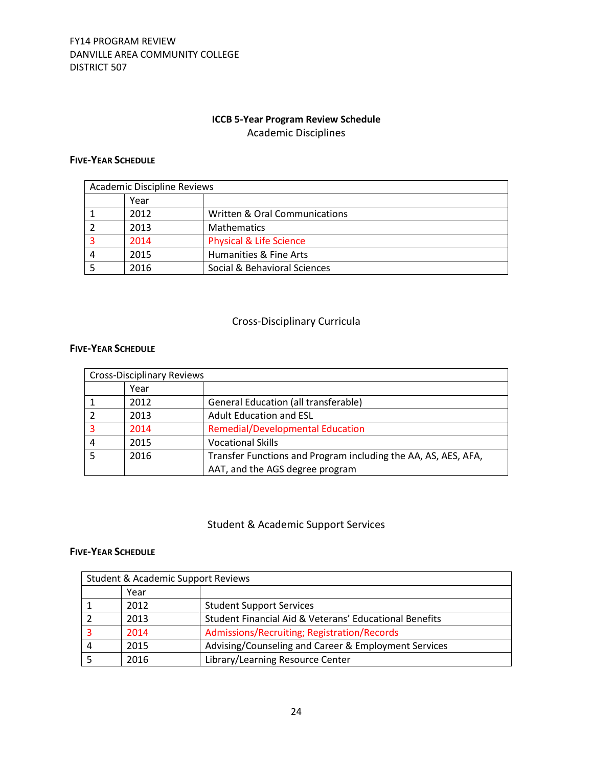FY14 PROGRAM REVIEW
DANVILLE AREA COMMUNITY COLLEGE
DISTRICT 507

## ICCB 5-Year Program Review Schedule

### Academic Disciplines

**FIVE-YEAR SCHEDULE**

| Academic Discipline Reviews | | |
|---|---|---|
| | Year | |
| 1 | 2012 | Written & Oral Communications |
| 2 | 2013 | Mathematics |
| 3 | 2014 | Physical & Life Science |
| 4 | 2015 | Humanities & Fine Arts |
| 5 | 2016 | Social & Behavioral Sciences |

### Cross-Disciplinary Curricula

**FIVE-YEAR SCHEDULE**

| Cross-Disciplinary Reviews | | |
|---|---|---|
| | Year | |
| 1 | 2012 | General Education (all transferable) |
| 2 | 2013 | Adult Education and ESL |
| 3 | 2014 | Remedial/Developmental Education |
| 4 | 2015 | Vocational Skills |
| 5 | 2016 | Transfer Functions and Program including the AA, AS, AES, AFA, AAT, and the AGS degree program |

### Student & Academic Support Services

**FIVE-YEAR SCHEDULE**

| Student & Academic Support Reviews | | |
|---|---|---|
| | Year | |
| 1 | 2012 | Student Support Services |
| 2 | 2013 | Student Financial Aid & Veterans' Educational Benefits |
| 3 | 2014 | Admissions/Recruiting; Registration/Records |
| 4 | 2015 | Advising/Counseling and Career & Employment Services |
| 5 | 2016 | Library/Learning Resource Center |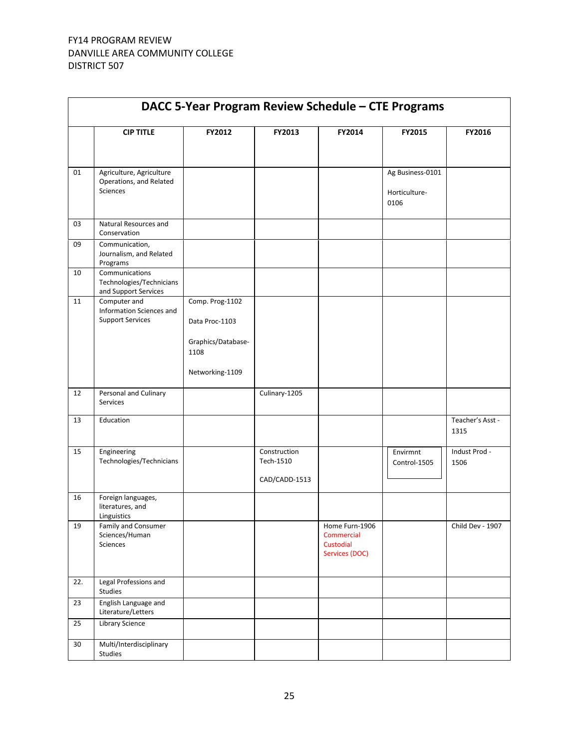FY14 PROGRAM REVIEW
DANVILLE AREA COMMUNITY COLLEGE
DISTRICT 507

## DACC 5-Year Program Review Schedule – CTE Programs

| | CIP TITLE | FY2012 | FY2013 | FY2014 | FY2015 | FY2016 |
|---|---|---|---|---|---|---|
| 01 | Agriculture, Agriculture Operations, and Related Sciences | | | | Ag Business-0101<br><br>Horticulture-0106 | |
| 03 | Natural Resources and Conservation | | | | | |
| 09 | Communication, Journalism, and Related Programs | | | | | |
| 10 | Communications Technologies/Technicians and Support Services | | | | | |
| 11 | Computer and Information Sciences and Support Services | Comp. Prog-1102<br><br>Data Proc-1103<br><br>Graphics/Database-1108<br><br>Networking-1109 | | | | |
| 12 | Personal and Culinary Services | | Culinary-1205 | | | |
| 13 | Education | | | | | Teacher's Asst - 1315 |
| 15 | Engineering Technologies/Technicians | | Construction Tech-1510<br><br>CAD/CADD-1513 | | Envirmnt Control-1505 | Indust Prod - 1506 |
| 16 | Foreign languages, literatures, and Linguistics | | | | | |
| 19 | Family and Consumer Sciences/Human Sciences | | | Home Furn-1906<br>Commercial Custodial Services (DOC) | | Child Dev - 1907 |
| 22. | Legal Professions and Studies | | | | | |
| 23 | English Language and Literature/Letters | | | | | |
| 25 | Library Science | | | | | |
| 30 | Multi/Interdisciplinary Studies | | | | | |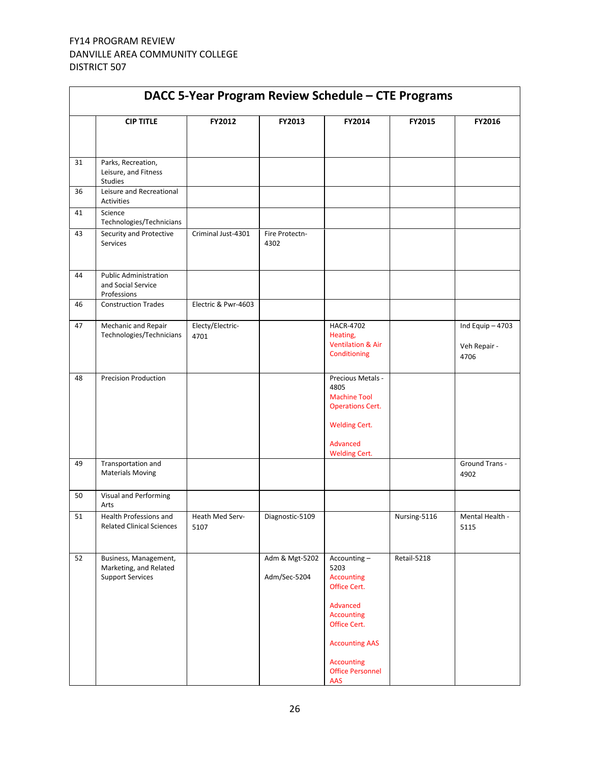FY14 PROGRAM REVIEW
DANVILLE AREA COMMUNITY COLLEGE
DISTRICT 507

## DACC 5-Year Program Review Schedule – CTE Programs

| | CIP TITLE | FY2012 | FY2013 | FY2014 | FY2015 | FY2016 |
|---|---|---|---|---|---|---|
| 31 | Parks, Recreation, Leisure, and Fitness Studies | | | | | |
| 36 | Leisure and Recreational Activities | | | | | |
| 41 | Science Technologies/Technicians | | | | | |
| 43 | Security and Protective Services | Criminal Just-4301 | Fire Protectn-4302 | | | |
| 44 | Public Administration and Social Service Professions | | | | | |
| 46 | Construction Trades | Electric & Pwr-4603 | | | | |
| 47 | Mechanic and Repair Technologies/Technicians | Electy/Electric-4701 | | HACR-4702<br>Heating, Ventilation & Air Conditioning | | Ind Equip – 4703<br><br>Veh Repair - 4706 |
| 48 | Precision Production | | | Precious Metals - 4805<br>Machine Tool Operations Cert.<br><br>Welding Cert.<br><br>Advanced Welding Cert. | | |
| 49 | Transportation and Materials Moving | | | | | Ground Trans - 4902 |
| 50 | Visual and Performing Arts | | | | | |
| 51 | Health Professions and Related Clinical Sciences | Heath Med Serv-5107 | Diagnostic-5109 | | Nursing-5116 | Mental Health - 5115 |
| 52 | Business, Management, Marketing, and Related Support Services | | Adm & Mgt-5202<br><br>Adm/Sec-5204 | Accounting – 5203<br>Accounting Office Cert.<br><br>Advanced Accounting Office Cert.<br><br>Accounting AAS<br><br>Accounting Office Personnel AAS | Retail-5218 | |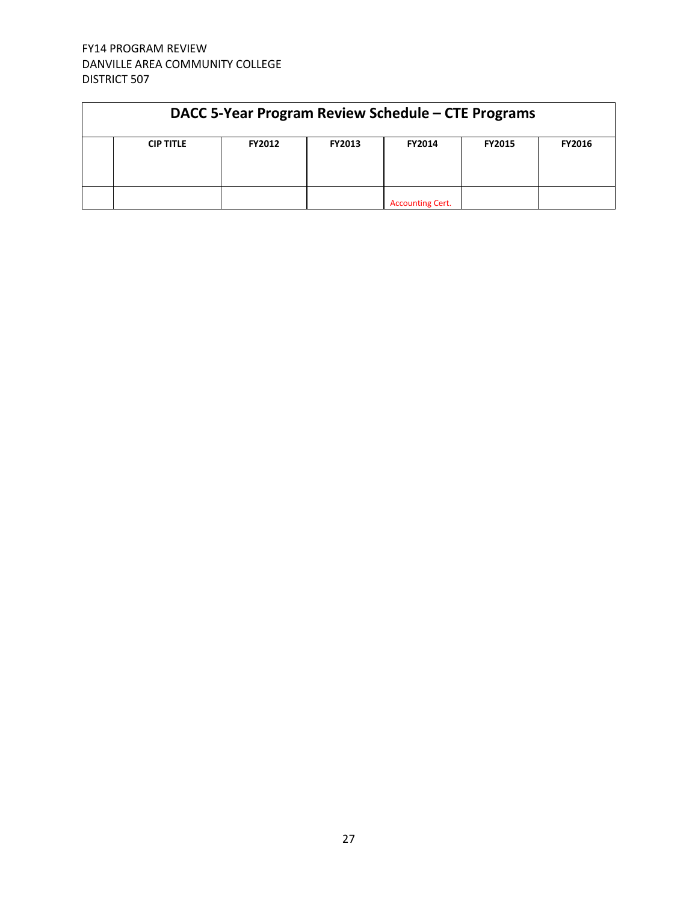| DACC 5-Year Program Review Schedule – CTE Programs | | | | | | |
|---|---|---|---|---|---|---|
| | **CIP TITLE** | **FY2012** | **FY2013** | **FY2014** | **FY2015** | **FY2016** |
| | | | | Accounting Cert. | | |